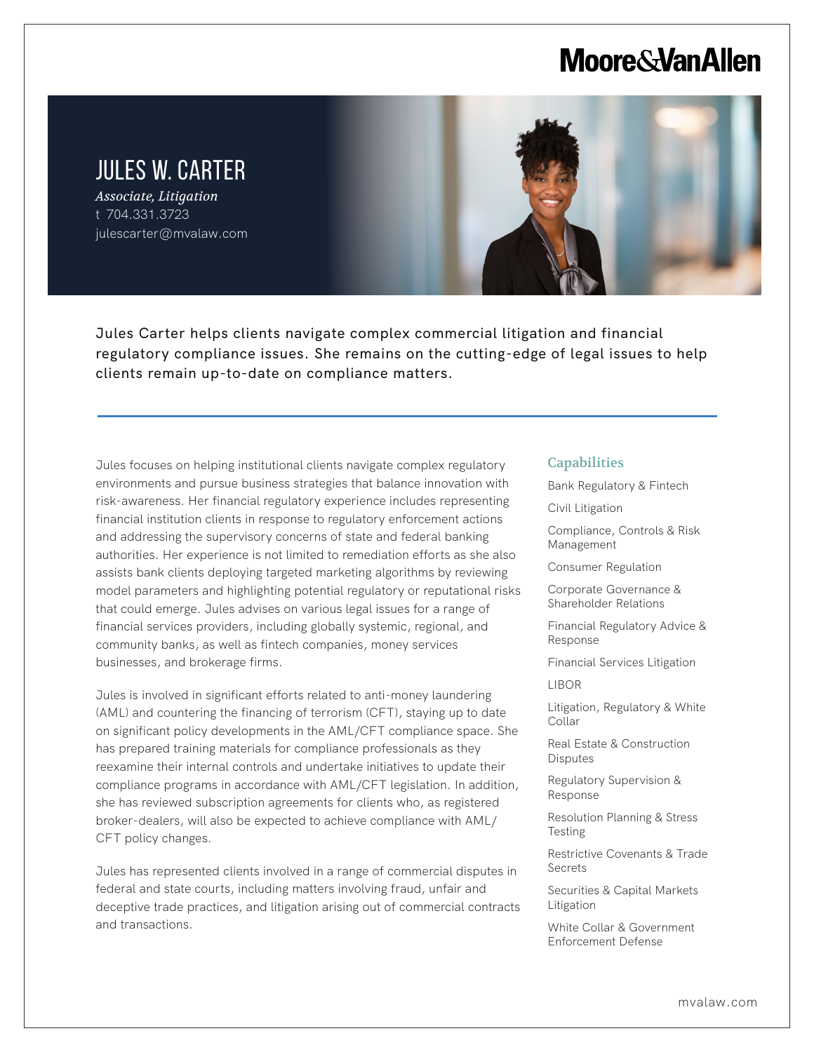Moore&VanAllen

# JULES W. CARTER

*Associate, Litigation*
t 704.331.3723
julescarter@mvalaw.com

Jules Carter helps clients navigate complex commercial litigation and financial regulatory compliance issues. She remains on the cutting-edge of legal issues to help clients remain up-to-date on compliance matters.

Jules focuses on helping institutional clients navigate complex regulatory environments and pursue business strategies that balance innovation with risk-awareness. Her financial regulatory experience includes representing financial institution clients in response to regulatory enforcement actions and addressing the supervisory concerns of state and federal banking authorities. Her experience is not limited to remediation efforts as she also assists bank clients deploying targeted marketing algorithms by reviewing model parameters and highlighting potential regulatory or reputational risks that could emerge. Jules advises on various legal issues for a range of financial services providers, including globally systemic, regional, and community banks, as well as fintech companies, money services businesses, and brokerage firms.

Jules is involved in significant efforts related to anti-money laundering (AML) and countering the financing of terrorism (CFT), staying up to date on significant policy developments in the AML/CFT compliance space. She has prepared training materials for compliance professionals as they reexamine their internal controls and undertake initiatives to update their compliance programs in accordance with AML/CFT legislation. In addition, she has reviewed subscription agreements for clients who, as registered broker-dealers, will also be expected to achieve compliance with AML/CFT policy changes.

Jules has represented clients involved in a range of commercial disputes in federal and state courts, including matters involving fraud, unfair and deceptive trade practices, and litigation arising out of commercial contracts and transactions.

## Capabilities

- Bank Regulatory & Fintech
- Civil Litigation
- Compliance, Controls & Risk Management
- Consumer Regulation
- Corporate Governance & Shareholder Relations
- Financial Regulatory Advice & Response
- Financial Services Litigation
- LIBOR
- Litigation, Regulatory & White Collar
- Real Estate & Construction Disputes
- Regulatory Supervision & Response
- Resolution Planning & Stress Testing
- Restrictive Covenants & Trade Secrets
- Securities & Capital Markets Litigation
- White Collar & Government Enforcement Defense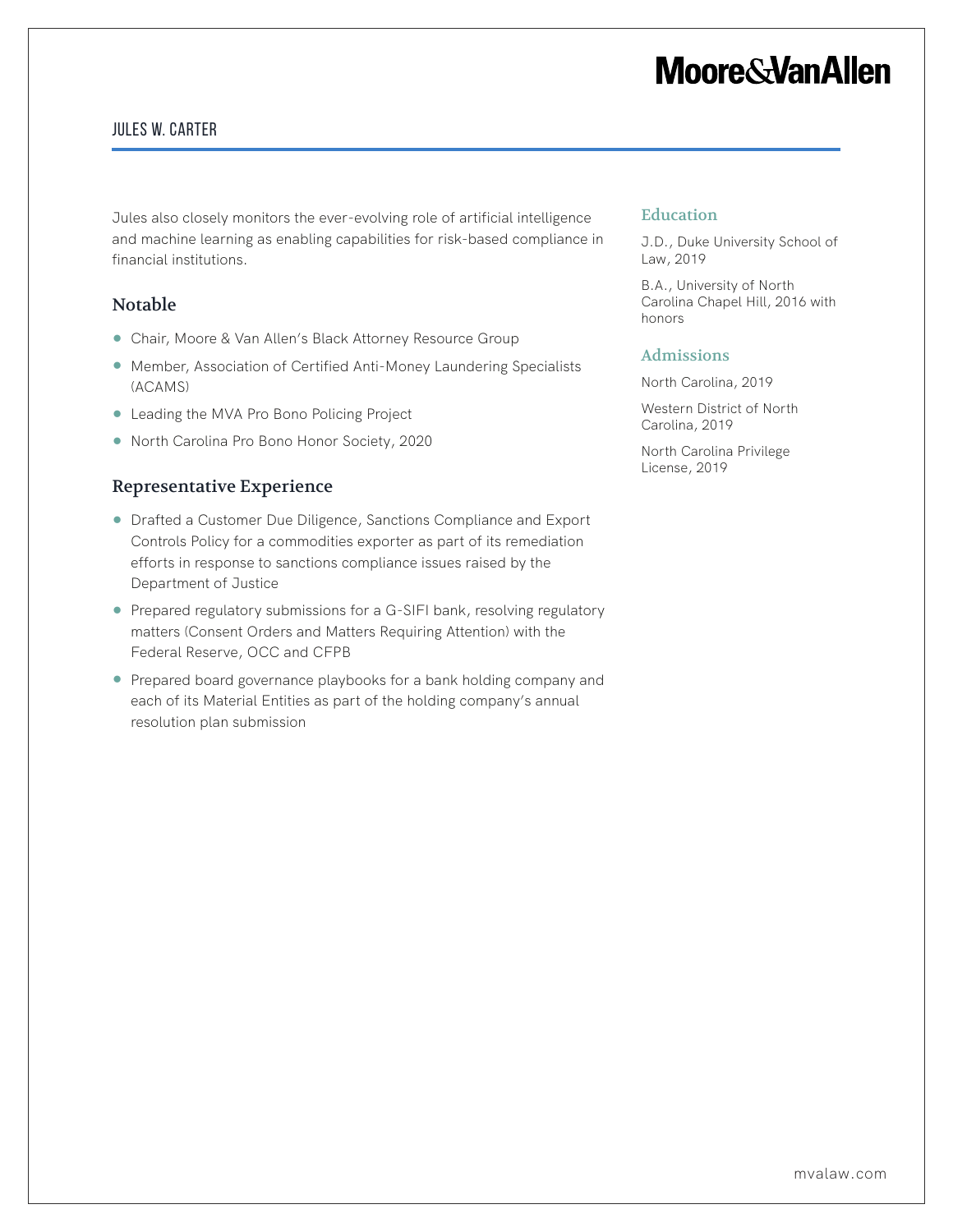Jules also closely monitors the ever-evolving role of artificial intelligence and machine learning as enabling capabilities for risk-based compliance in financial institutions.

## Notable

- Chair, Moore & Van Allen's Black Attorney Resource Group
- Member, Association of Certified Anti-Money Laundering Specialists (ACAMS)
- Leading the MVA Pro Bono Policing Project
- North Carolina Pro Bono Honor Society, 2020

## Representative Experience

- Drafted a Customer Due Diligence, Sanctions Compliance and Export Controls Policy for a commodities exporter as part of its remediation efforts in response to sanctions compliance issues raised by the Department of Justice
- Prepared regulatory submissions for a G-SIFI bank, resolving regulatory matters (Consent Orders and Matters Requiring Attention) with the Federal Reserve, OCC and CFPB
- Prepared board governance playbooks for a bank holding company and each of its Material Entities as part of the holding company's annual resolution plan submission

## Education

J.D., Duke University School of Law, 2019

B.A., University of North Carolina Chapel Hill, 2016 with honors

## Admissions

North Carolina, 2019

Western District of North Carolina, 2019

North Carolina Privilege License, 2019